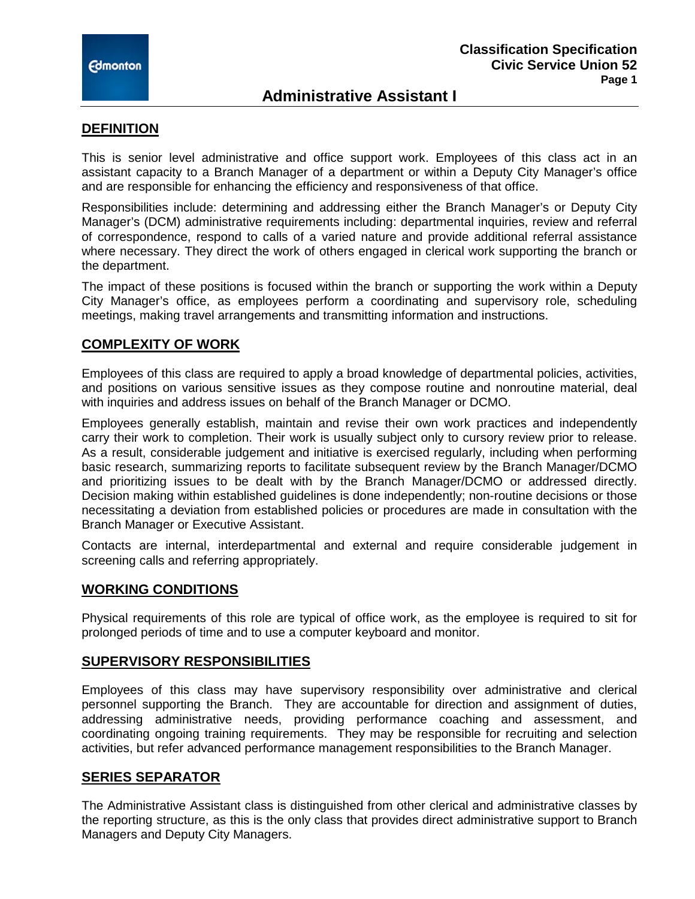# Administrative Assistant I

## DEFINITION

This is senior level administrative and office support work. Employees of this class act in an assistant capacity to a Branch Manager of a department or within a Deputy City Manager's office and are responsible for enhancing the efficiency and responsiveness of that office.

Responsibilities include: determining and addressing either the Branch Manager's or Deputy City Manager's (DCM) administrative requirements including: departmental inquiries, review and referral of correspondence, respond to calls of a varied nature and provide additional referral assistance where necessary. They direct the work of others engaged in clerical work supporting the branch or the department.

The impact of these positions is focused within the branch or supporting the work within a Deputy City Manager's office, as employees perform a coordinating and supervisory role, scheduling meetings, making travel arrangements and transmitting information and instructions.

## COMPLEXITY OF WORK

Employees of this class are required to apply a broad knowledge of departmental policies, activities, and positions on various sensitive issues as they compose routine and nonroutine material, deal with inquiries and address issues on behalf of the Branch Manager or DCMO.

Employees generally establish, maintain and revise their own work practices and independently carry their work to completion. Their work is usually subject only to cursory review prior to release. As a result, considerable judgement and initiative is exercised regularly, including when performing basic research, summarizing reports to facilitate subsequent review by the Branch Manager/DCMO and prioritizing issues to be dealt with by the Branch Manager/DCMO or addressed directly. Decision making within established guidelines is done independently; non-routine decisions or those necessitating a deviation from established policies or procedures are made in consultation with the Branch Manager or Executive Assistant.

Contacts are internal, interdepartmental and external and require considerable judgement in screening calls and referring appropriately.

## WORKING CONDITIONS

Physical requirements of this role are typical of office work, as the employee is required to sit for prolonged periods of time and to use a computer keyboard and monitor.

## SUPERVISORY RESPONSIBILITIES

Employees of this class may have supervisory responsibility over administrative and clerical personnel supporting the Branch. They are accountable for direction and assignment of duties, addressing administrative needs, providing performance coaching and assessment, and coordinating ongoing training requirements. They may be responsible for recruiting and selection activities, but refer advanced performance management responsibilities to the Branch Manager.

## SERIES SEPARATOR

The Administrative Assistant class is distinguished from other clerical and administrative classes by the reporting structure, as this is the only class that provides direct administrative support to Branch Managers and Deputy City Managers.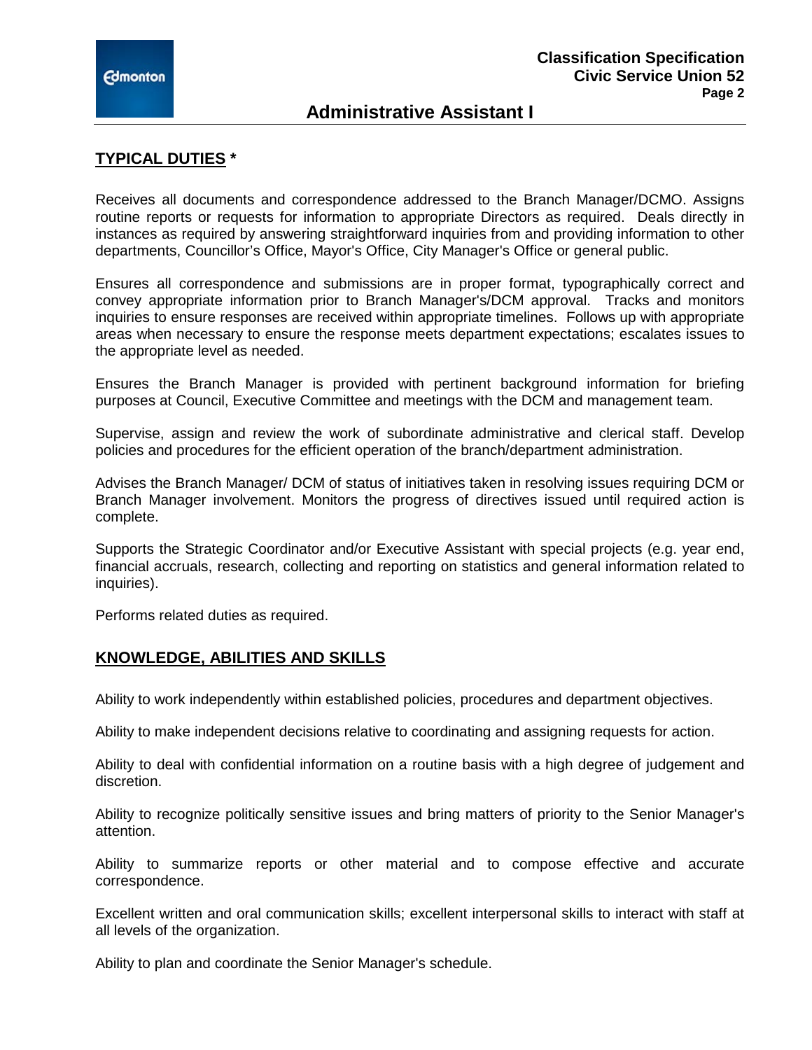## TYPICAL DUTIES *

Receives all documents and correspondence addressed to the Branch Manager/DCMO. Assigns routine reports or requests for information to appropriate Directors as required. Deals directly in instances as required by answering straightforward inquiries from and providing information to other departments, Councillor's Office, Mayor's Office, City Manager's Office or general public.

Ensures all correspondence and submissions are in proper format, typographically correct and convey appropriate information prior to Branch Manager's/DCM approval. Tracks and monitors inquiries to ensure responses are received within appropriate timelines. Follows up with appropriate areas when necessary to ensure the response meets department expectations; escalates issues to the appropriate level as needed.

Ensures the Branch Manager is provided with pertinent background information for briefing purposes at Council, Executive Committee and meetings with the DCM and management team.

Supervise, assign and review the work of subordinate administrative and clerical staff. Develop policies and procedures for the efficient operation of the branch/department administration.

Advises the Branch Manager/ DCM of status of initiatives taken in resolving issues requiring DCM or Branch Manager involvement. Monitors the progress of directives issued until required action is complete.

Supports the Strategic Coordinator and/or Executive Assistant with special projects (e.g. year end, financial accruals, research, collecting and reporting on statistics and general information related to inquiries).

Performs related duties as required.

## KNOWLEDGE, ABILITIES AND SKILLS

Ability to work independently within established policies, procedures and department objectives.

Ability to make independent decisions relative to coordinating and assigning requests for action.

Ability to deal with confidential information on a routine basis with a high degree of judgement and discretion.

Ability to recognize politically sensitive issues and bring matters of priority to the Senior Manager's attention.

Ability to summarize reports or other material and to compose effective and accurate correspondence.

Excellent written and oral communication skills; excellent interpersonal skills to interact with staff at all levels of the organization.

Ability to plan and coordinate the Senior Manager's schedule.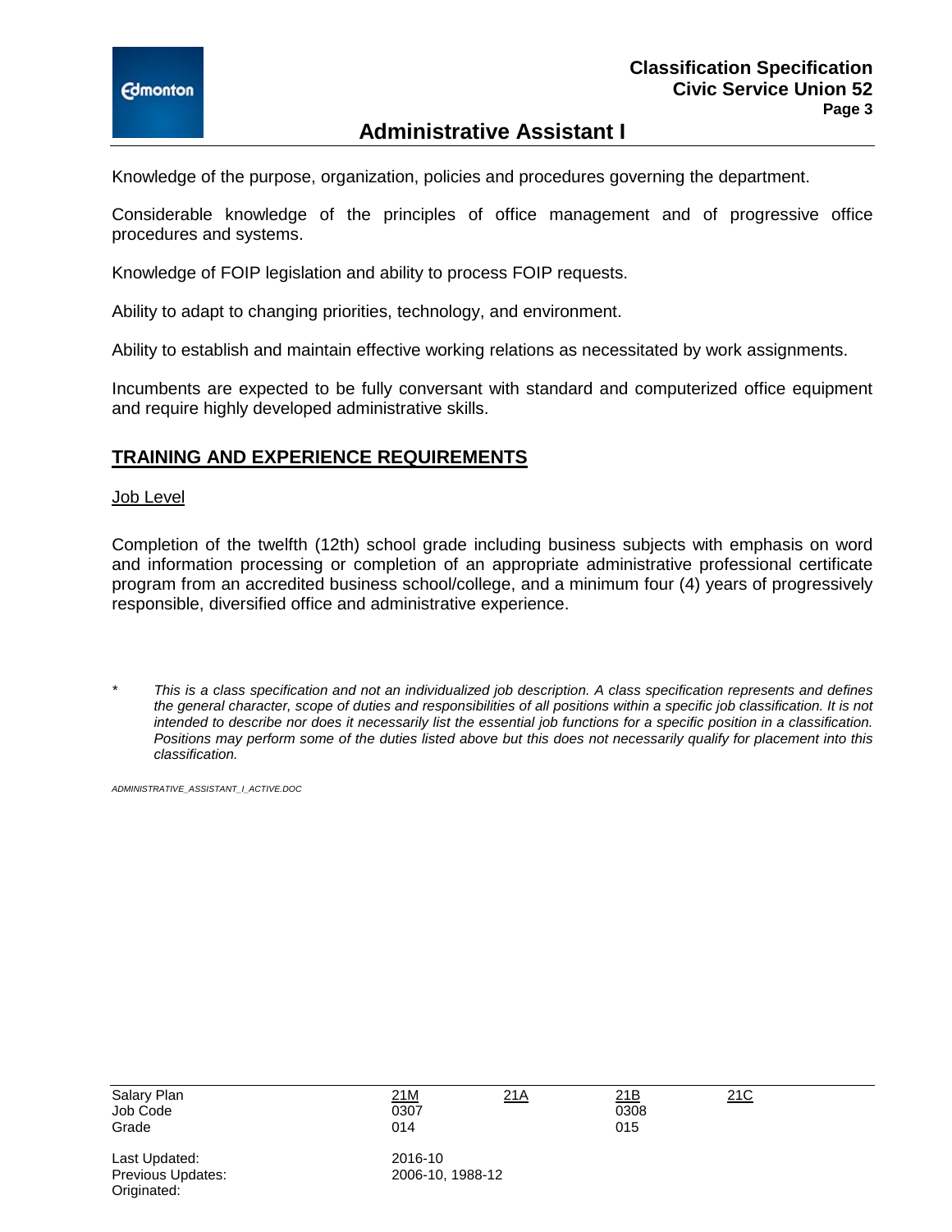Knowledge of the purpose, organization, policies and procedures governing the department.

Considerable knowledge of the principles of office management and of progressive office procedures and systems.

Knowledge of FOIP legislation and ability to process FOIP requests.

Ability to adapt to changing priorities, technology, and environment.

Ability to establish and maintain effective working relations as necessitated by work assignments.

Incumbents are expected to be fully conversant with standard and computerized office equipment and require highly developed administrative skills.

## TRAINING AND EXPERIENCE REQUIREMENTS

Job Level

Completion of the twelfth (12th) school grade including business subjects with emphasis on word and information processing or completion of an appropriate administrative professional certificate program from an accredited business school/college, and a minimum four (4) years of progressively responsible, diversified office and administrative experience.

\* *This is a class specification and not an individualized job description. A class specification represents and defines the general character, scope of duties and responsibilities of all positions within a specific job classification. It is not intended to describe nor does it necessarily list the essential job functions for a specific position in a classification. Positions may perform some of the duties listed above but this does not necessarily qualify for placement into this classification.*

*ADMINISTRATIVE_ASSISTANT_I_ACTIVE.DOC*

| Salary Plan | 21M | 21A | 21B | 21C |
| --- | --- | --- | --- | --- |
| Job Code | 0307 | | 0308 | |
| Grade | 014 | | 015 | |

| | |
| --- | --- |
| Last Updated: | 2016-10 |
| Previous Updates: | 2006-10, 1988-12 |
| Originated: | |